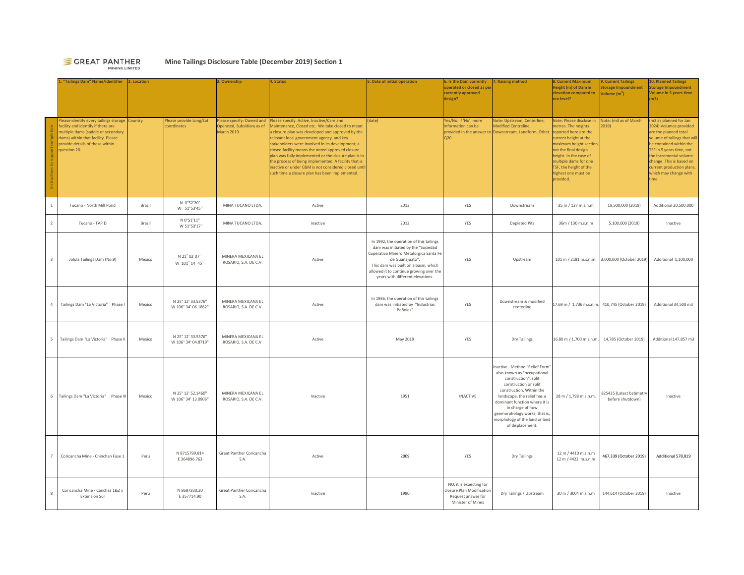GREAT PANTHER MINING LIMITED

# Mine Tailings Disclosure Table (December 2019) Section 1

| | 1. "Tailings Dam" Name/identifier | 2. Location | | 3. Ownership | 4. Status | 5. Date of initial operation | 6. Is the Dam currently operated or closed as per currently approved design? | 7. Raising method | 8. Current Maximum Height (m) of Dam & elevation compared to sea level? | 9. Current Tailings Storage Impoundment Volume ($m^3$) | 10. Planned Tailings Storage Impoundment Volume in 5 years time (m3) |
|---|---|---|---|---|---|---|---|---|---|---|---|
| Instructions to support completion | Please identify every tailings storage facility and identify if there are multiple dams (saddle or secondary dams) within that facility. Please provide details of these within question 20. | Country | Please provide Long/Lat coordinates | Please specify: Owned and Operated, Subsidiary as of March 2019 | Please specify: Active, Inactive/Care and Maintenance, Closed etc. We take closed to mean: a closure plan was developed and approved by the relevant local government agency, and key stakeholders were involved in its development; a closed facility means the noted approved closure plan was fully implemented or the closure plan is in the process of being implemented. A facility that is inactive or under C&M is not considered closed until such time a closure plan has been implemented. | (date) | Yes/No. If 'No', more information can be provided in the answer to Q20 | Note: Upstream, Centerline, Modified Centreline, Downstream, Landform, Other. | Note: Please disclose in metres. The heights reported here are the current height at the maximum height section, not the final design height. In the case of multiple dams for one TSF, the height of the highest one must be provided. | Note: (m3 as of March 2019) | (m3 as planned for Jan 2024) Volumes provided are the planned total volume of tailings that will be contained within the TSF in 5 years time, not the incremental volume change. This is based on current production plans, which may change with time. |
| 1 | Tucano - North Mill Pond | Brazil | N 0°52'20" W 51°53'45" | MINA TUCANO LTDA. | Active | 2013 | YES | Downstream | 35 m / 137 m.s.n.m | 18,500,000 (2019) | Additional 20,500,000 |
| 2 | Tucano - TAP D | Brazil | N 0°51'11" W 51°53'17" | MINA TUCANO LTDA. | Inactive | 2012 | YES | Depleted Pits | 36m / 130 m.s.n.m | 5,100,000 (2019) | Inactive |
| 3 | Jolula Tailings Dam (No.9) | Mexico | N 21° 02´07´´ W 101° 14´ 45´´ | MINERA MEXICANA EL ROSARIO, S.A. DE C.V. | Active | In 1992, the operation of this tailings dam was initiated by the "Sociedad Cooperativa Minero Metalúrgica Santa Fe de Guanajuato". This dam was built on a basin, which allowed it to continue growing over the years with different elevations. | YES | Upstream | 101 m / 2181 m.s.n.m. | 3,000,000 (October 2019) | Additional 1,100,000 |
| 4 | Tailings Dam "La Victoria" Phase I | Mexico | N 25° 12' 33.5376" W 106° 34' 06.1862" | MINERA MEXICANA EL ROSARIO, S.A. DE C.V. | Active | In 1986, the operation of this tailings dam was initiated by "Industrias Peñoles" | YES | Downstream & modified centerline | 17.69 m / 1,736 m.s.n.m. | 410,745 (October 2019) | Additional 34,500 m3 |
| 5 | Tailings Dam "La Victoria" Phase II | Mexico | N 25° 12' 33.5376" W 106° 34' 04.8719" | MINERA MEXICANA EL ROSARIO, S.A. DE C.V. | Active | May 2019 | YES | Dry Tailings | 16.80 m / 1,700 m.s.n.m. | 14,785 (October 2019) | Additional 147,857 m3 |
| 6 | Tailings Dam "La Victoria" Phase III | Mexico | N 25° 12' 52.1460" W 106° 34' 13.0906" | MINERA MEXICANA EL ROSARIO, S.A. DE C.V. | Inactive | 1951 | INACTIVE | Inactive - Method "Relief Form" also known as "occupational construction", split construction or split construction. Within the landscape, the relief has a dominant function where it is in charge of how geomorphology works, that is, morphology of the land or land of displacement. | 28 m / 1,798 m.s.n.m. | 825435 (Latest batimetry before shutdown) | Inactive |
| 7 | Coricancha Mine - Chinchan Fase 1 | Peru | N 8715799.814 E 364896.763 | Great Panther Coricancha S.A. | Active | **2009** | YES | Dry Tailings | 12 m / 4410 m.s.n.m<br>12 m / 4422 m.s.n.m | **467,339 (October 2019)** | **Additional 578,819** |
| 8 | Coricancha Mine - Canchas 1&2 y Extension Sur | Peru | N 8697330.20 E 357714.90 | Great Panther Coricancha S.A. | Inactive | 1980 | NO, it is expecting for closure Plan Modification Request answer for Minister of Mines | Dry Tailings / Upstream | 30 m / 3004 m.s.n.m | 144,614 (October 2019) | Inactive |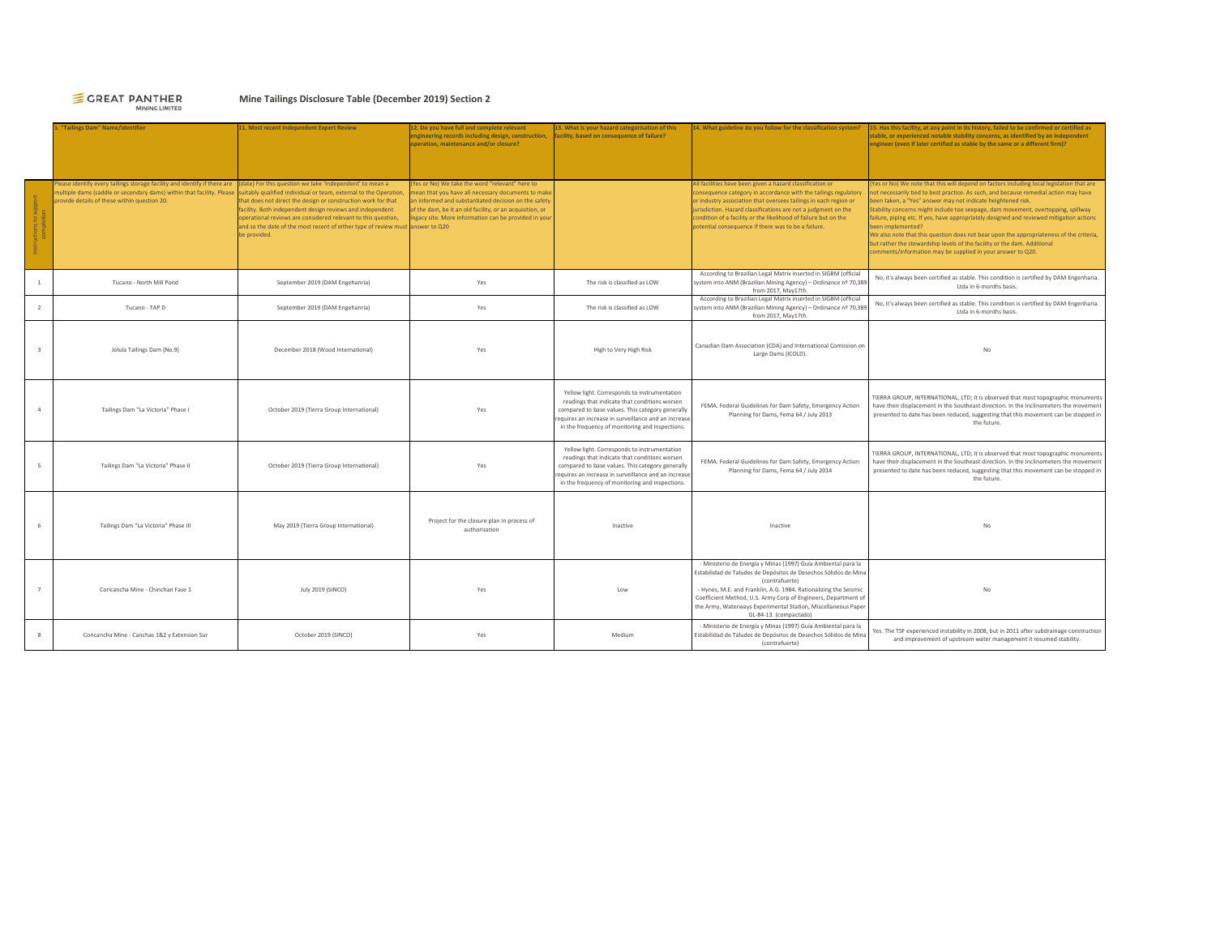GREAT PANTHER MINING LIMITED

## Mine Tailings Disclosure Table (December 2019) Section 2

| | 1. "Tailings Dam" Name/identifier | 11. Most recent Independent Expert Review | 12. Do you have full and complete relevant engineering records including design, construction, operation, maintenance and/or closure? | 13. What is your hazard categorisation of this facility, based on consequence of failure? | 14. What guideline do you follow for the classification system? | 15. Has this facility, at any point in its history, failed to be confirmed or certified as stable, or experienced notable stability concerns, as identified by an independent engineer (even if later certified as stable by the same or a different firm)? |
|---|---|---|---|---|---|---|
| Instructions to support completion | Please identify every tailings storage facility and identify if there are multiple dams (saddle or secondary dams) within that facility. Please provide details of these within question 20. | (date) For this question we take 'independent' to mean a suitably qualified individual or team, external to the Operation, that does not direct the design or construction work for that facility. Both independent design reviews and independent operational reviews are considered relevant to this question, and so the date of the most recent of either type of review must be provided. | (Yes or No) We take the word "relevant" here to mean that you have all necessary documents to make an informed and substantiated decision on the safety of the dam, be it an old facility, or an acquisition, or legacy site. More information can be provided in your answer to Q20 | | All facilities have been given a hazard classification or consequence category in accordance with the tailings regulatory or industry association that oversees tailings in each region or jurisdiction. Hazard classifications are not a judgment on the condition of a facility or the likelihood of failure but on the potential consequence if there was to be a failure. | (Yes or No) We note that this will depend on factors including local legislation that are not necessarily tied to best practice. As such, and because remedial action may have been taken, a "Yes" answer may not indicate heightened risk. Stability concerns might include toe seepage, dam movement, overtopping, spillway failure, piping etc. If yes, have appropriately designed and reviewed mitigation actions been implemented? We also note that this question does not bear upon the appropriateness of the criteria, but rather the stewardship levels of the facility or the dam. Additional comments/information may be supplied in your answer to Q20. |
| 1 | Tucano - North Mill Pond | September 2019 (DAM Engehanria) | Yes | The risk is classified as LOW | According to Brazilian Legal Matrix inserted in SIGBM (official system into ANM (Brazilian Mining Agency) – Ordinance nº 70,389 from 2017, May17th. | No, it's always been certified as stable. This condition is certified by DAM Engenharia. Ltda in 6-months basis. |
| 2 | Tucano - TAP D | September 2019 (DAM Engehanria) | Yes | The risk is classified as LOW | According to Brazilian Legal Matrix inserted in SIGBM (official system into ANM (Brazilian Mining Agency) – Ordinance nº 70,389 from 2017, May17th. | No, it's always been certified as stable. This condition is certified by DAM Engenharia. Ltda in 6-months basis. |
| 3 | Jolula Tailings Dam (No.9) | December 2018 (Wood International) | Yes | High to Very High Risk | Canadian Dam Association (CDA) and International Comission on Large Dams (ICOLD). | No |
| 4 | Tailings Dam "La Victoria" Phase I | October 2019 (Tierra Group International) | Yes | Yellow light. Corresponds to instrumentation readings that indicate that conditions worsen compared to base values. This category generally requires an increase in surveillance and an increase in the frequency of monitoring and inspections. | FEMA. Federal Guidelines for Dam Safety, Emergency Action Planning for Dams, Fema 64 / July 2013 | TIERRA GROUP, INTERNATIONAL, LTD; It is observed that most topographic monuments have their displacement in the Southeast direction. In the Inclinometers the movement presented to date has been reduced, suggesting that this movement can be stopped in the future. |
| 5 | Tailings Dam "La Victoria" Phase II | October 2019 (Tierra Group International) | Yes | Yellow light. Corresponds to instrumentation readings that indicate that conditions worsen compared to base values. This category generally requires an increase in surveillance and an increase in the frequency of monitoring and inspections. | FEMA. Federal Guidelines for Dam Safety, Emergency Action Planning for Dams, Fema 64 / July 2014 | TIERRA GROUP, INTERNATIONAL, LTD; It is observed that most topographic monuments have their displacement in the Southeast direction. In the Inclinometers the movement presented to date has been reduced, suggesting that this movement can be stopped in the future. |
| 6 | Tailings Dam "La Victoria" Phase III | May 2019 (Tierra Group International) | Project for the closure plan in process of authorization | Inactive | Inactive | No |
| 7 | Coricancha Mine - Chinchan Fase 1 | July 2019 (SINCO) | Yes | Low | - Ministerio de Energía y Minas (1997) Guía Ambiental para la Estabilidad de Taludes de Depósitos de Desechos Sólidos de Mina (contrafuerte)<br>- Hynes, M.E. and Franklin, A.G. 1984. Rationalizing the Seismic Coefficient Method, U.S. Army Corp of Engineers, Department of the Army, Waterways Experimental Station, Miscellaneous Paper GL-84-13. (compactado) | No |
| 8 | Coricancha Mine - Canchas 1&2 y Extension Sur | October 2019 (SINCO) | Yes | Medium | - Ministerio de Energía y Minas (1997) Guía Ambiental para la Estabilidad de Taludes de Depósitos de Desechos Sólidos de Mina (contrafuerte) | Yes. The TSF experienced instability in 2008, but in 2011 after subdrainage construction and improvement of upstream water management it resumed stability. |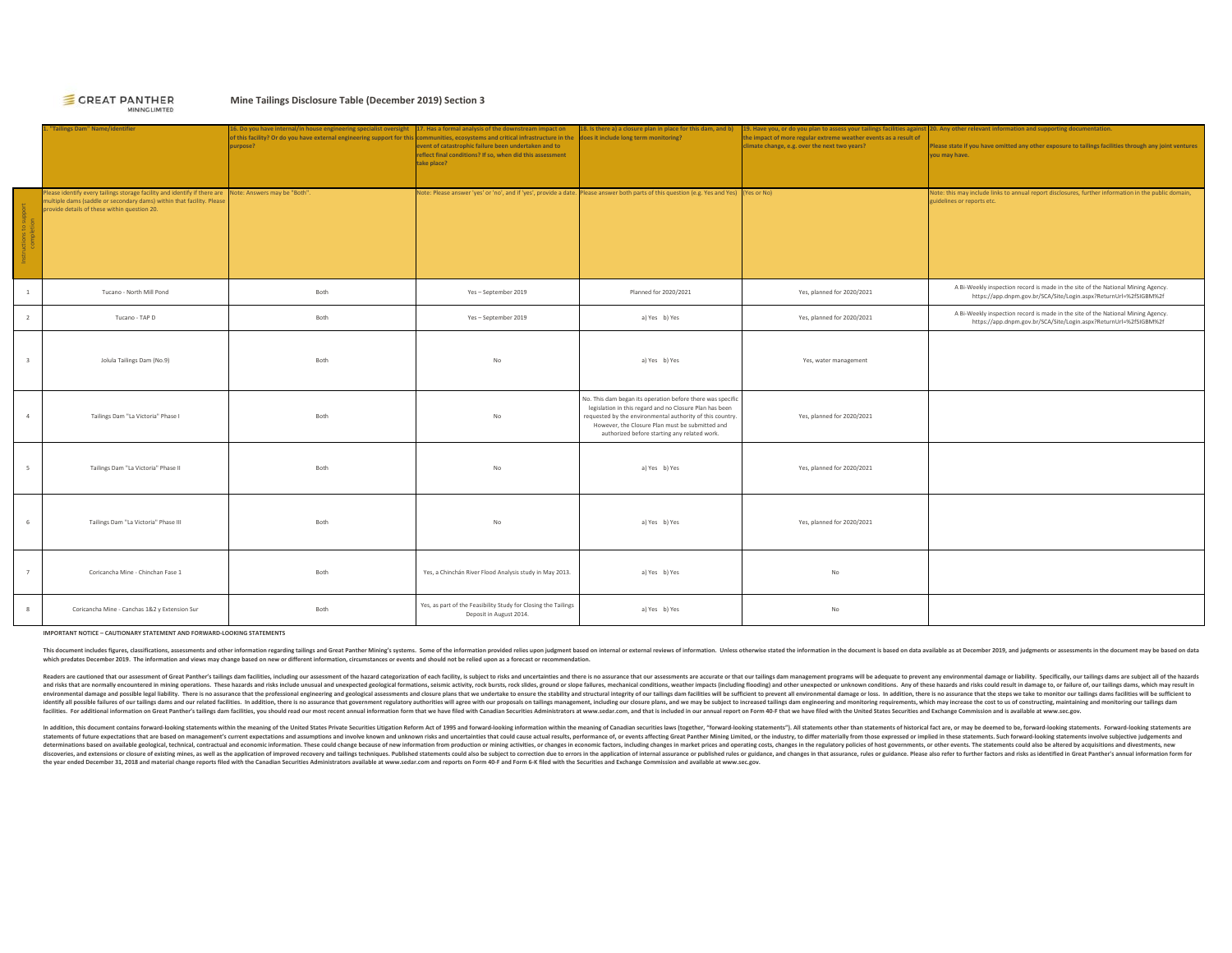GREAT PANTHER MINING LIMITED

## Mine Tailings Disclosure Table (December 2019) Section 3

| | 1. "Tailings Dam" Name/identifier | 16. Do you have internal/in house engineering specialist oversight of this facility? Or do you have external engineering support for this purpose? | 17. Has a formal analysis of the downstream impact on communities, ecosystems and critical infrastructure in the event of catastrophic failure been undertaken and to reflect final conditions? If so, when did this assessment take place? | 18. Is there a) a closure plan in place for this dam, and b) does it include long term monitoring? | 19. Have you, or do you plan to assess your tailings facilities against the impact of more regular extreme weather events as a result of climate change, e.g. over the next two years? | 20. Any other relevant information and supporting documentation. Please state if you have omitted any other exposure to tailings facilities through any joint ventures you may have. |
|---|---|---|---|---|---|---|
| Instructions to support completion | Please identify every tailings storage facility and identify if there are multiple dams (saddle or secondary dams) within that facility. Please provide details of these within question 20. | Note: Answers may be "Both". | Note: Please answer 'yes' or 'no', and if 'yes', provide a date. | Please answer both parts of this question (e.g. Yes and Yes) | (Yes or No) | Note: this may include links to annual report disclosures, further information in the public domain, guidelines or reports etc. |
| 1 | Tucano - North Mill Pond | Both | Yes – September 2019 | Planned for 2020/2021 | Yes, planned for 2020/2021 | A Bi-Weekly inspection record is made in the site of the National Mining Agency. https://app.dnpm.gov.br/SCA/Site/Login.aspx?ReturnUrl=%2fSIGBM%2f |
| 2 | Tucano - TAP D | Both | Yes – September 2019 | a) Yes b) Yes | Yes, planned for 2020/2021 | A Bi-Weekly inspection record is made in the site of the National Mining Agency. https://app.dnpm.gov.br/SCA/Site/Login.aspx?ReturnUrl=%2fSIGBM%2f |
| 3 | Jolula Tailings Dam (No.9) | Both | No | a) Yes b) Yes | Yes, water management | |
| 4 | Tailings Dam "La Victoria" Phase I | Both | No | No. This dam began its operation before there was specific legislation in this regard and no Closure Plan has been requested by the environmental authority of this country. However, the Closure Plan must be submitted and authorized before starting any related work. | Yes, planned for 2020/2021 | |
| 5 | Tailings Dam "La Victoria" Phase II | Both | No | a) Yes b) Yes | Yes, planned for 2020/2021 | |
| 6 | Tailings Dam "La Victoria" Phase III | Both | No | a) Yes b) Yes | Yes, planned for 2020/2021 | |
| 7 | Coricancha Mine - Chinchan Fase 1 | Both | Yes, a Chinchán River Flood Analysis study in May 2013. | a) Yes b) Yes | No | |
| 8 | Coricancha Mine - Canchas 1&2 y Extension Sur | Both | Yes, as part of the Feasibility Study for Closing the Tailings Deposit in August 2014. | a) Yes b) Yes | No | |

**IMPORTANT NOTICE – CAUTIONARY STATEMENT AND FORWARD-LOOKING STATEMENTS**

**This document includes figures, classifications, assessments and other information regarding tailings and Great Panther Mining's systems. Some of the information provided relies upon judgment based on internal or external reviews of information. Unless otherwise stated the information in the document is based on data available as at December 2019, and judgments or assessments in the document may be based on data which predates December 2019. The information and views may change based on new or different information, circumstances or events and should not be relied upon as a forecast or recommendation.**

**Readers are cautioned that our assessment of Great Panther's tailings dam facilities, including our assessment of the hazard categorization of each facility, is subject to risks and uncertainties and there is no assurance that our assessments are accurate or that our tailings dam management programs will be adequate to prevent any environmental damage or liability. Specifically, our tailings dams are subject all of the hazards and risks that are normally encountered in mining operations. These hazards and risks include unusual and unexpected geological formations, seismic activity, rock bursts, rock slides, ground or slope failures, mechanical conditions, weather impacts (including flooding) and other unexpected or unknown conditions. Any of these hazards and risks could result in damage to, or failure of, our tailings dams, which may result in environmental damage and possible legal liability. There is no assurance that the professional engineering and geological assessments and closure plans that we undertake to ensure the stability and structural integrity of our tailings dam facilities will be sufficient to prevent all environmental damage or loss. In addition, there is no assurance that the steps we take to monitor our tailings dams facilities will be sufficient to identify all possible failures of our tailings dams and our related facilities. In addition, there is no assurance that government regulatory authorities will agree with our proposals on tailings management, including our closure plans, and we may be subject to increased tailings dam engineering and monitoring requirements, which may increase the cost to us of constructing, maintaining and monitoring our tailings dam facilities. For additional information on Great Panther's tailings dam facilities, you should read our most recent annual information form that we have filed with Canadian Securities Administrators at www.sedar.com, and that is included in our annual report on Form 40-F that we have filed with the United States Securities and Exchange Commission and is available at www.sec.gov.**

**In addition, this document contains forward-looking statements within the meaning of the United States Private Securities Litigation Reform Act of 1995 and forward-looking information within the meaning of Canadian securities laws (together, "forward-looking statements"). All statements other than statements of historical fact are, or may be deemed to be, forward-looking statements. Forward-looking statements are statements of future expectations that are based on management's current expectations and assumptions and involve known and unknown risks and uncertainties that could cause actual results, performance of, or events affecting Great Panther Mining Limited, or the industry, to differ materially from those expressed or implied in these statements. Such forward-looking statements involve subjective judgements and determinations based on available geological, technical, contractual and economic information. These could change because of new information from production or mining activities, or changes in economic factors, including changes in market prices and operating costs, changes in the regulatory policies of host governments, or other events. The statements could also be altered by acquisitions and divestments, new discoveries, and extensions or closure of existing mines, as well as the application of improved recovery and tailings techniques. Published statements could also be subject to correction due to errors in the application of internal assurance or published rules or guidance, and changes in that assurance, rules or guidance. Please also refer to further factors and risks as identified in Great Panther's annual information form for the year ended December 31, 2018 and material change reports filed with the Canadian Securities Administrators available at www.sedar.com and reports on Form 40-F and Form 6-K filed with the Securities and Exchange Commission and available at www.sec.gov.**